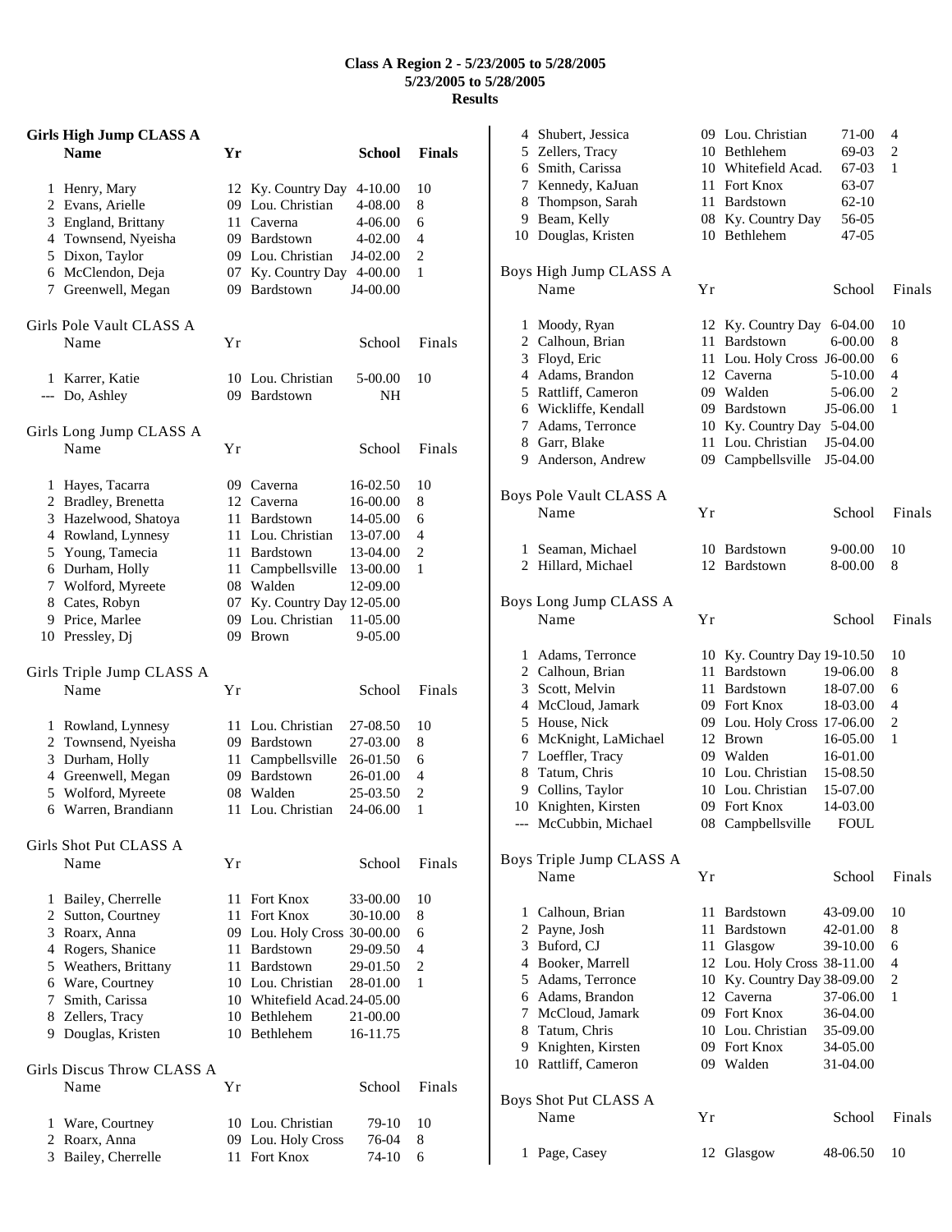# Class A Region 2 - 5/23/2005 to 5/28/2005
## 5/23/2005 to 5/28/2005
## Results

### Girls High Jump CLASS A

| | Name | Yr | School | | Finals |
|---|---|---|---|---|---|
| 1 | Henry, Mary | 12 | Ky. Country Day | 4-10.00 | 10 |
| 2 | Evans, Arielle | 09 | Lou. Christian | 4-08.00 | 8 |
| 3 | England, Brittany | 11 | Caverna | 4-06.00 | 6 |
| 4 | Townsend, Nyeisha | 09 | Bardstown | 4-02.00 | 4 |
| 5 | Dixon, Taylor | 09 | Lou. Christian | J4-02.00 | 2 |
| 6 | McClendon, Deja | 07 | Ky. Country Day | 4-00.00 | 1 |
| 7 | Greenwell, Megan | 09 | Bardstown | J4-00.00 | |

### Girls Pole Vault CLASS A

| | Name | Yr | School | | Finals |
|---|---|---|---|---|---|
| 1 | Karrer, Katie | 10 | Lou. Christian | 5-00.00 | 10 |
| --- | Do, Ashley | 09 | Bardstown | NH | |

### Girls Long Jump CLASS A

| | Name | Yr | School | | Finals |
|---|---|---|---|---|---|
| 1 | Hayes, Tacarra | 09 | Caverna | 16-02.50 | 10 |
| 2 | Bradley, Brenetta | 12 | Caverna | 16-00.00 | 8 |
| 3 | Hazelwood, Shatoya | 11 | Bardstown | 14-05.00 | 6 |
| 4 | Rowland, Lynnesy | 11 | Lou. Christian | 13-07.00 | 4 |
| 5 | Young, Tamecia | 11 | Bardstown | 13-04.00 | 2 |
| 6 | Durham, Holly | 11 | Campbellsville | 13-00.00 | 1 |
| 7 | Wolford, Myreete | 08 | Walden | 12-09.00 | |
| 8 | Cates, Robyn | 07 | Ky. Country Day | 12-05.00 | |
| 9 | Price, Marlee | 09 | Lou. Christian | 11-05.00 | |
| 10 | Pressley, Dj | 09 | Brown | 9-05.00 | |

### Girls Triple Jump CLASS A

| | Name | Yr | School | | Finals |
|---|---|---|---|---|---|
| 1 | Rowland, Lynnesy | 11 | Lou. Christian | 27-08.50 | 10 |
| 2 | Townsend, Nyeisha | 09 | Bardstown | 27-03.00 | 8 |
| 3 | Durham, Holly | 11 | Campbellsville | 26-01.50 | 6 |
| 4 | Greenwell, Megan | 09 | Bardstown | 26-01.00 | 4 |
| 5 | Wolford, Myreete | 08 | Walden | 25-03.50 | 2 |
| 6 | Warren, Brandiann | 11 | Lou. Christian | 24-06.00 | 1 |

### Girls Shot Put CLASS A

| | Name | Yr | School | | Finals |
|---|---|---|---|---|---|
| 1 | Bailey, Cherrelle | 11 | Fort Knox | 33-00.00 | 10 |
| 2 | Sutton, Courtney | 11 | Fort Knox | 30-10.00 | 8 |
| 3 | Roarx, Anna | 09 | Lou. Holy Cross | 30-00.00 | 6 |
| 4 | Rogers, Shanice | 11 | Bardstown | 29-09.50 | 4 |
| 5 | Weathers, Brittany | 11 | Bardstown | 29-01.50 | 2 |
| 6 | Ware, Courtney | 10 | Lou. Christian | 28-01.00 | 1 |
| 7 | Smith, Carissa | 10 | Whitefield Acad. | 24-05.00 | |
| 8 | Zellers, Tracy | 10 | Bethlehem | 21-00.00 | |
| 9 | Douglas, Kristen | 10 | Bethlehem | 16-11.75 | |

### Girls Discus Throw CLASS A

| | Name | Yr | School | | Finals |
|---|---|---|---|---|---|
| 1 | Ware, Courtney | 10 | Lou. Christian | 79-10 | 10 |
| 2 | Roarx, Anna | 09 | Lou. Holy Cross | 76-04 | 8 |
| 3 | Bailey, Cherrelle | 11 | Fort Knox | 74-10 | 6 |
| 4 | Shubert, Jessica | 09 | Lou. Christian | 71-00 | 4 |
| 5 | Zellers, Tracy | 10 | Bethlehem | 69-03 | 2 |
| 6 | Smith, Carissa | 10 | Whitefield Acad. | 67-03 | 1 |
| 7 | Kennedy, KaJuan | 11 | Fort Knox | 63-07 | |
| 8 | Thompson, Sarah | 11 | Bardstown | 62-10 | |
| 9 | Beam, Kelly | 08 | Ky. Country Day | 56-05 | |
| 10 | Douglas, Kristen | 10 | Bethlehem | 47-05 | |

### Boys High Jump CLASS A

| | Name | Yr | School | | Finals |
|---|---|---|---|---|---|
| 1 | Moody, Ryan | 12 | Ky. Country Day | 6-04.00 | 10 |
| 2 | Calhoun, Brian | 11 | Bardstown | 6-00.00 | 8 |
| 3 | Floyd, Eric | 11 | Lou. Holy Cross | J6-00.00 | 6 |
| 4 | Adams, Brandon | 12 | Caverna | 5-10.00 | 4 |
| 5 | Rattliff, Cameron | 09 | Walden | 5-06.00 | 2 |
| 6 | Wickliffe, Kendall | 09 | Bardstown | J5-06.00 | 1 |
| 7 | Adams, Terronce | 10 | Ky. Country Day | 5-04.00 | |
| 8 | Garr, Blake | 11 | Lou. Christian | J5-04.00 | |
| 9 | Anderson, Andrew | 09 | Campbellsville | J5-04.00 | |

### Boys Pole Vault CLASS A

| | Name | Yr | School | | Finals |
|---|---|---|---|---|---|
| 1 | Seaman, Michael | 10 | Bardstown | 9-00.00 | 10 |
| 2 | Hillard, Michael | 12 | Bardstown | 8-00.00 | 8 |

### Boys Long Jump CLASS A

| | Name | Yr | School | | Finals |
|---|---|---|---|---|---|
| 1 | Adams, Terronce | 10 | Ky. Country Day | 19-10.50 | 10 |
| 2 | Calhoun, Brian | 11 | Bardstown | 19-06.00 | 8 |
| 3 | Scott, Melvin | 11 | Bardstown | 18-07.00 | 6 |
| 4 | McCloud, Jamark | 09 | Fort Knox | 18-03.00 | 4 |
| 5 | House, Nick | 09 | Lou. Holy Cross | 17-06.00 | 2 |
| 6 | McKnight, LaMichael | 12 | Brown | 16-05.00 | 1 |
| 7 | Loeffler, Tracy | 09 | Walden | 16-01.00 | |
| 8 | Tatum, Chris | 10 | Lou. Christian | 15-08.50 | |
| 9 | Collins, Taylor | 10 | Lou. Christian | 15-07.00 | |
| 10 | Knighten, Kirsten | 09 | Fort Knox | 14-03.00 | |
| --- | McCubbin, Michael | 08 | Campbellsville | FOUL | |

### Boys Triple Jump CLASS A

| | Name | Yr | School | | Finals |
|---|---|---|---|---|---|
| 1 | Calhoun, Brian | 11 | Bardstown | 43-09.00 | 10 |
| 2 | Payne, Josh | 11 | Bardstown | 42-01.00 | 8 |
| 3 | Buford, CJ | 11 | Glasgow | 39-10.00 | 6 |
| 4 | Booker, Marrell | 12 | Lou. Holy Cross | 38-11.00 | 4 |
| 5 | Adams, Terronce | 10 | Ky. Country Day | 38-09.00 | 2 |
| 6 | Adams, Brandon | 12 | Caverna | 37-06.00 | 1 |
| 7 | McCloud, Jamark | 09 | Fort Knox | 36-04.00 | |
| 8 | Tatum, Chris | 10 | Lou. Christian | 35-09.00 | |
| 9 | Knighten, Kirsten | 09 | Fort Knox | 34-05.00 | |
| 10 | Rattliff, Cameron | 09 | Walden | 31-04.00 | |

### Boys Shot Put CLASS A

| | Name | Yr | School | | Finals |
|---|---|---|---|---|---|
| 1 | Page, Casey | 12 | Glasgow | 48-06.50 | 10 |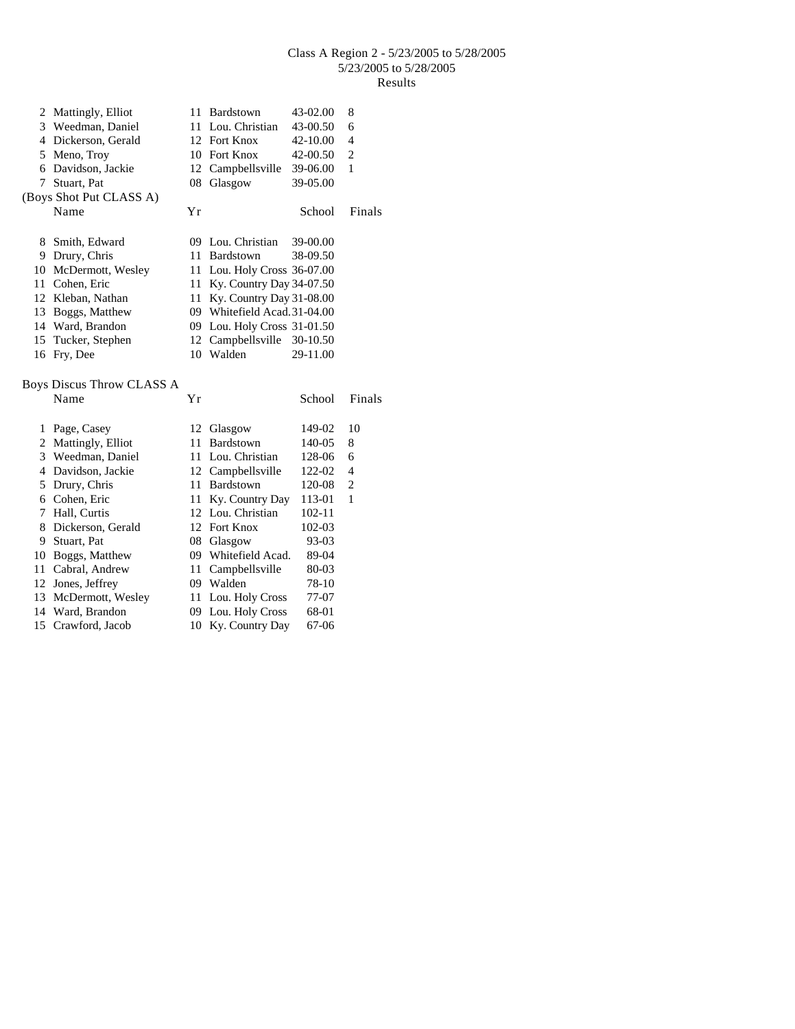Class A Region 2 - 5/23/2005 to 5/28/2005
5/23/2005 to 5/28/2005
Results

| | Name | Yr | School | Finals | |
|---|---|---|---|---|---|
| 2 | Mattingly, Elliot | 11 | Bardstown | 43-02.00 | 8 |
| 3 | Weedman, Daniel | 11 | Lou. Christian | 43-00.50 | 6 |
| 4 | Dickerson, Gerald | 12 | Fort Knox | 42-10.00 | 4 |
| 5 | Meno, Troy | 10 | Fort Knox | 42-00.50 | 2 |
| 6 | Davidson, Jackie | 12 | Campbellsville | 39-06.00 | 1 |
| 7 | Stuart, Pat | 08 | Glasgow | 39-05.00 | |

(Boys Shot Put CLASS A)

| | Name | Yr | School | Finals | |
|---|---|---|---|---|---|
| 8 | Smith, Edward | 09 | Lou. Christian | 39-00.00 | |
| 9 | Drury, Chris | 11 | Bardstown | 38-09.50 | |
| 10 | McDermott, Wesley | 11 | Lou. Holy Cross | 36-07.00 | |
| 11 | Cohen, Eric | 11 | Ky. Country Day | 34-07.50 | |
| 12 | Kleban, Nathan | 11 | Ky. Country Day | 31-08.00 | |
| 13 | Boggs, Matthew | 09 | Whitefield Acad. | 31-04.00 | |
| 14 | Ward, Brandon | 09 | Lou. Holy Cross | 31-01.50 | |
| 15 | Tucker, Stephen | 12 | Campbellsville | 30-10.50 | |
| 16 | Fry, Dee | 10 | Walden | 29-11.00 | |

Boys Discus Throw CLASS A

| | Name | Yr | School | Finals | |
|---|---|---|---|---|---|
| 1 | Page, Casey | 12 | Glasgow | 149-02 | 10 |
| 2 | Mattingly, Elliot | 11 | Bardstown | 140-05 | 8 |
| 3 | Weedman, Daniel | 11 | Lou. Christian | 128-06 | 6 |
| 4 | Davidson, Jackie | 12 | Campbellsville | 122-02 | 4 |
| 5 | Drury, Chris | 11 | Bardstown | 120-08 | 2 |
| 6 | Cohen, Eric | 11 | Ky. Country Day | 113-01 | 1 |
| 7 | Hall, Curtis | 12 | Lou. Christian | 102-11 | |
| 8 | Dickerson, Gerald | 12 | Fort Knox | 102-03 | |
| 9 | Stuart, Pat | 08 | Glasgow | 93-03 | |
| 10 | Boggs, Matthew | 09 | Whitefield Acad. | 89-04 | |
| 11 | Cabral, Andrew | 11 | Campbellsville | 80-03 | |
| 12 | Jones, Jeffrey | 09 | Walden | 78-10 | |
| 13 | McDermott, Wesley | 11 | Lou. Holy Cross | 77-07 | |
| 14 | Ward, Brandon | 09 | Lou. Holy Cross | 68-01 | |
| 15 | Crawford, Jacob | 10 | Ky. Country Day | 67-06 | |